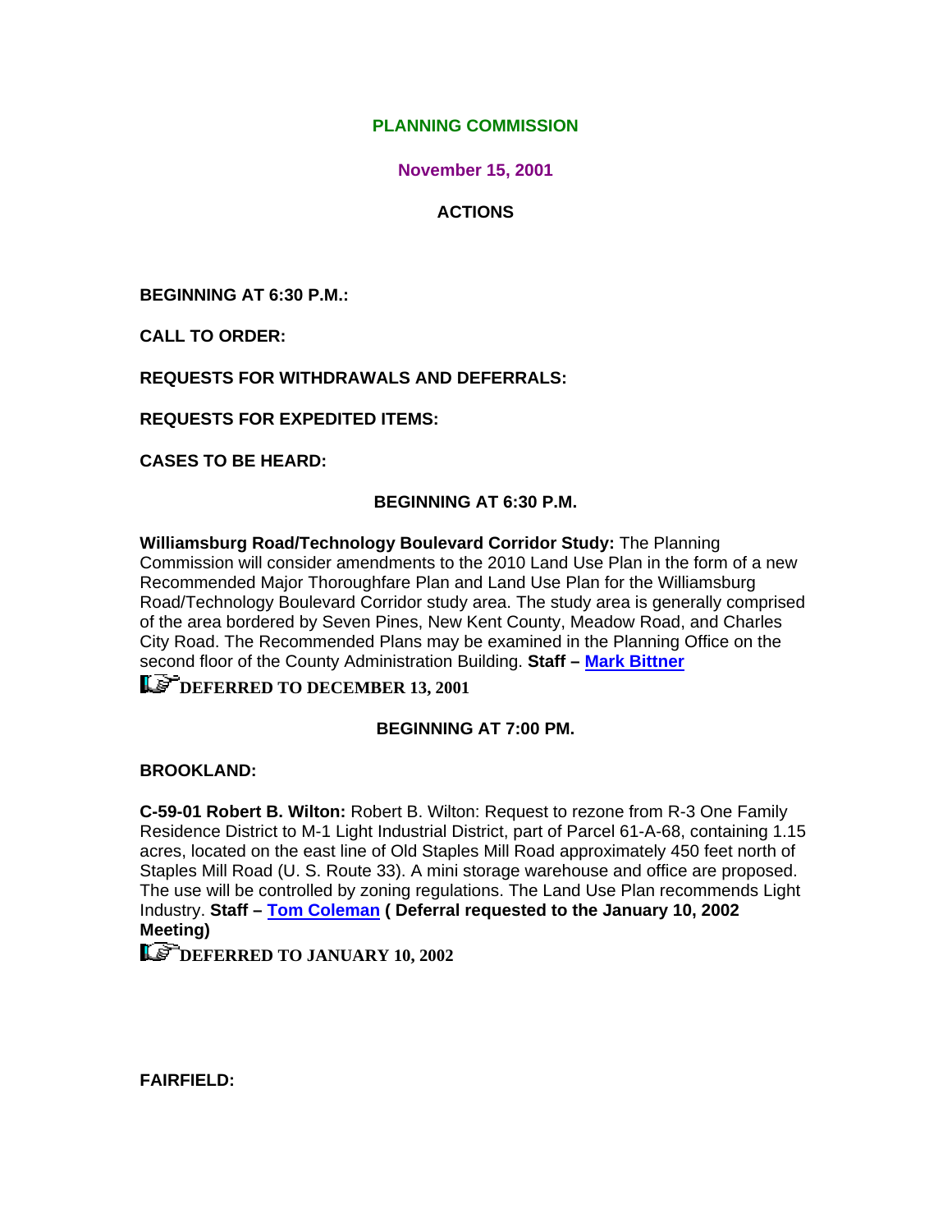# PLANNING COMMISSION

## November 15, 2001

### ACTIONS

**BEGINNING AT 6:30 P.M.:**

**CALL TO ORDER:**

**REQUESTS FOR WITHDRAWALS AND DEFERRALS:**

**REQUESTS FOR EXPEDITED ITEMS:**

**CASES TO BE HEARD:**

**BEGINNING AT 6:30 P.M.**

**Williamsburg Road/Technology Boulevard Corridor Study:** The Planning Commission will consider amendments to the 2010 Land Use Plan in the form of a new Recommended Major Thoroughfare Plan and Land Use Plan for the Williamsburg Road/Technology Boulevard Corridor study area. The study area is generally comprised of the area bordered by Seven Pines, New Kent County, Meadow Road, and Charles City Road. The Recommended Plans may be examined in the Planning Office on the second floor of the County Administration Building. **Staff – Mark Bittner**

**DEFERRED TO DECEMBER 13, 2001**

**BEGINNING AT 7:00 PM.**

**BROOKLAND:**

**C-59-01 Robert B. Wilton:** Robert B. Wilton: Request to rezone from R-3 One Family Residence District to M-1 Light Industrial District, part of Parcel 61-A-68, containing 1.15 acres, located on the east line of Old Staples Mill Road approximately 450 feet north of Staples Mill Road (U. S. Route 33). A mini storage warehouse and office are proposed. The use will be controlled by zoning regulations. The Land Use Plan recommends Light Industry. **Staff – Tom Coleman ( Deferral requested to the January 10, 2002 Meeting)**

**DEFERRED TO JANUARY 10, 2002**

**FAIRFIELD:**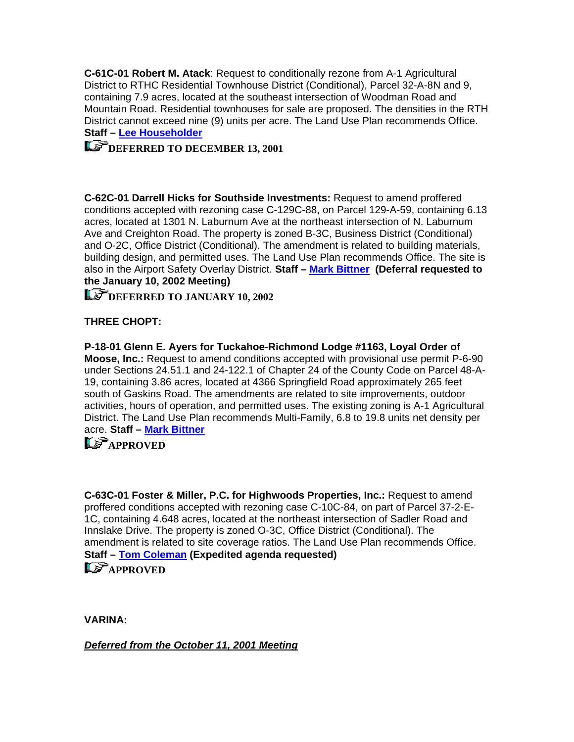**C-61C-01 Robert M. Atack**: Request to conditionally rezone from A-1 Agricultural District to RTHC Residential Townhouse District (Conditional), Parcel 32-A-8N and 9, containing 7.9 acres, located at the southeast intersection of Woodman Road and Mountain Road. Residential townhouses for sale are proposed. The densities in the RTH District cannot exceed nine (9) units per acre. The Land Use Plan recommends Office. **Staff – [Lee Householder]()**

**DEFERRED TO DECEMBER 13, 2001**

**C-62C-01 Darrell Hicks for Southside Investments:** Request to amend proffered conditions accepted with rezoning case C-129C-88, on Parcel 129-A-59, containing 6.13 acres, located at 1301 N. Laburnum Ave at the northeast intersection of N. Laburnum Ave and Creighton Road. The property is zoned B-3C, Business District (Conditional) and O-2C, Office District (Conditional). The amendment is related to building materials, building design, and permitted uses. The Land Use Plan recommends Office. The site is also in the Airport Safety Overlay District. **Staff – [Mark Bittner]() (Deferral requested to the January 10, 2002 Meeting)**

**DEFERRED TO JANUARY 10, 2002**

**THREE CHOPT:**

**P-18-01 Glenn E. Ayers for Tuckahoe-Richmond Lodge #1163, Loyal Order of Moose, Inc.:** Request to amend conditions accepted with provisional use permit P-6-90 under Sections 24.51.1 and 24-122.1 of Chapter 24 of the County Code on Parcel 48-A-19, containing 3.86 acres, located at 4366 Springfield Road approximately 265 feet south of Gaskins Road. The amendments are related to site improvements, outdoor activities, hours of operation, and permitted uses. The existing zoning is A-1 Agricultural District. The Land Use Plan recommends Multi-Family, 6.8 to 19.8 units net density per acre. **Staff – [Mark Bittner]()**

**APPROVED**

**C-63C-01 Foster & Miller, P.C. for Highwoods Properties, Inc.:** Request to amend proffered conditions accepted with rezoning case C-10C-84, on part of Parcel 37-2-E-1C, containing 4.648 acres, located at the northeast intersection of Sadler Road and Innslake Drive. The property is zoned O-3C, Office District (Conditional). The amendment is related to site coverage ratios. The Land Use Plan recommends Office. **Staff – [Tom Coleman]() (Expedited agenda requested)**

**APPROVED**

**VARINA:**

***Deferred from the October 11, 2001 Meeting***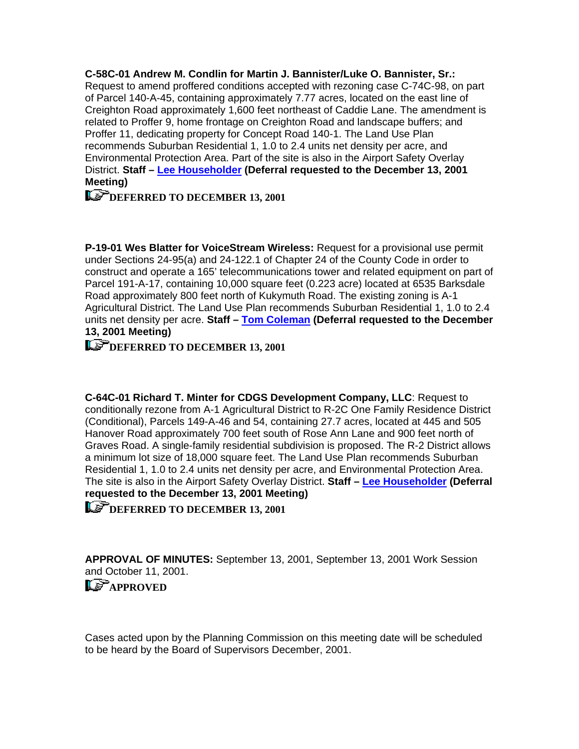**C-58C-01 Andrew M. Condlin for Martin J. Bannister/Luke O. Bannister, Sr.:** Request to amend proffered conditions accepted with rezoning case C-74C-98, on part of Parcel 140-A-45, containing approximately 7.77 acres, located on the east line of Creighton Road approximately 1,600 feet northeast of Caddie Lane. The amendment is related to Proffer 9, home frontage on Creighton Road and landscape buffers; and Proffer 11, dedicating property for Concept Road 140-1. The Land Use Plan recommends Suburban Residential 1, 1.0 to 2.4 units net density per acre, and Environmental Protection Area. Part of the site is also in the Airport Safety Overlay District. **Staff – Lee Householder (Deferral requested to the December 13, 2001 Meeting)**

**DEFERRED TO DECEMBER 13, 2001**

**P-19-01 Wes Blatter for VoiceStream Wireless:** Request for a provisional use permit under Sections 24-95(a) and 24-122.1 of Chapter 24 of the County Code in order to construct and operate a 165' telecommunications tower and related equipment on part of Parcel 191-A-17, containing 10,000 square feet (0.223 acre) located at 6535 Barksdale Road approximately 800 feet north of Kukymuth Road. The existing zoning is A-1 Agricultural District. The Land Use Plan recommends Suburban Residential 1, 1.0 to 2.4 units net density per acre. **Staff – Tom Coleman (Deferral requested to the December 13, 2001 Meeting)**

**DEFERRED TO DECEMBER 13, 2001**

**C-64C-01 Richard T. Minter for CDGS Development Company, LLC**: Request to conditionally rezone from A-1 Agricultural District to R-2C One Family Residence District (Conditional), Parcels 149-A-46 and 54, containing 27.7 acres, located at 445 and 505 Hanover Road approximately 700 feet south of Rose Ann Lane and 900 feet north of Graves Road. A single-family residential subdivision is proposed. The R-2 District allows a minimum lot size of 18,000 square feet. The Land Use Plan recommends Suburban Residential 1, 1.0 to 2.4 units net density per acre, and Environmental Protection Area. The site is also in the Airport Safety Overlay District. **Staff – Lee Householder (Deferral requested to the December 13, 2001 Meeting)**

**DEFERRED TO DECEMBER 13, 2001**

**APPROVAL OF MINUTES:** September 13, 2001, September 13, 2001 Work Session and October 11, 2001.

**APPROVED**

Cases acted upon by the Planning Commission on this meeting date will be scheduled to be heard by the Board of Supervisors December, 2001.